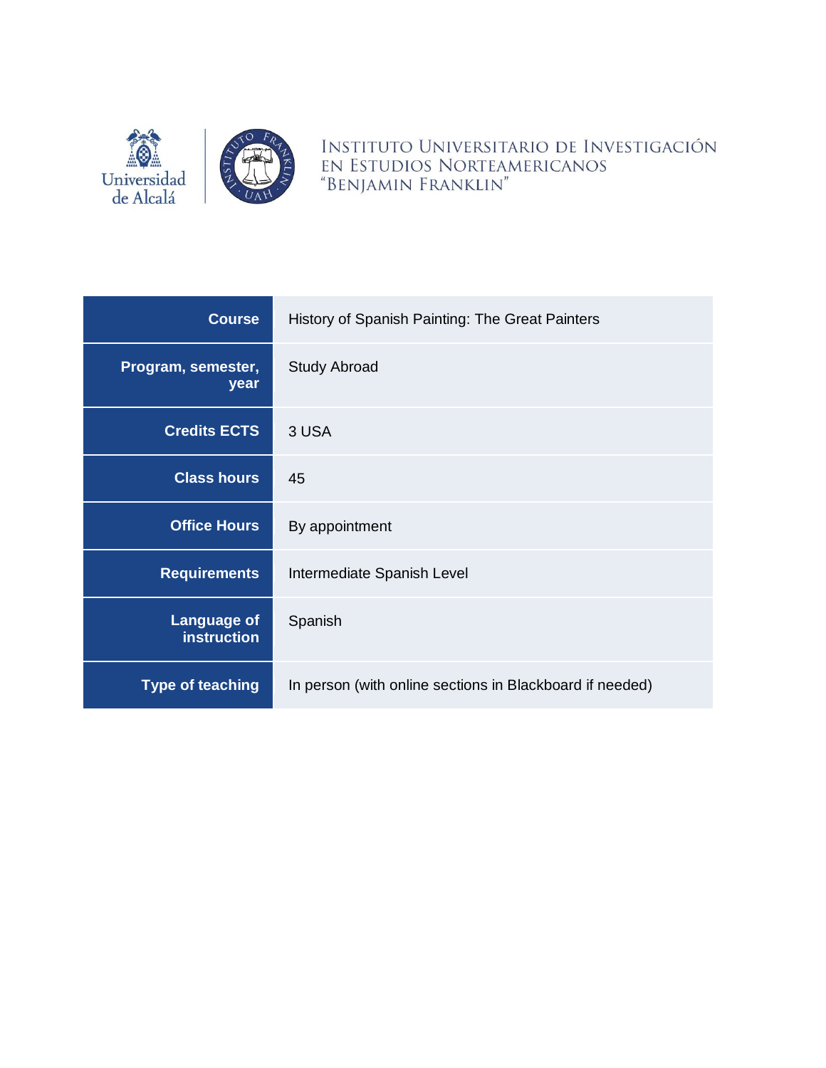Universidad de Alcalá

INSTITUTO UNIVERSITARIO DE INVESTIGACIÓN EN ESTUDIOS NORTEAMERICANOS "BENJAMIN FRANKLIN"

| **Course** | History of Spanish Painting: The Great Painters |
|---|---|
| **Program, semester, year** | Study Abroad |
| **Credits ECTS** | 3 USA |
| **Class hours** | 45 |
| **Office Hours** | By appointment |
| **Requirements** | Intermediate Spanish Level |
| **Language of instruction** | Spanish |
| **Type of teaching** | In person (with online sections in Blackboard if needed) |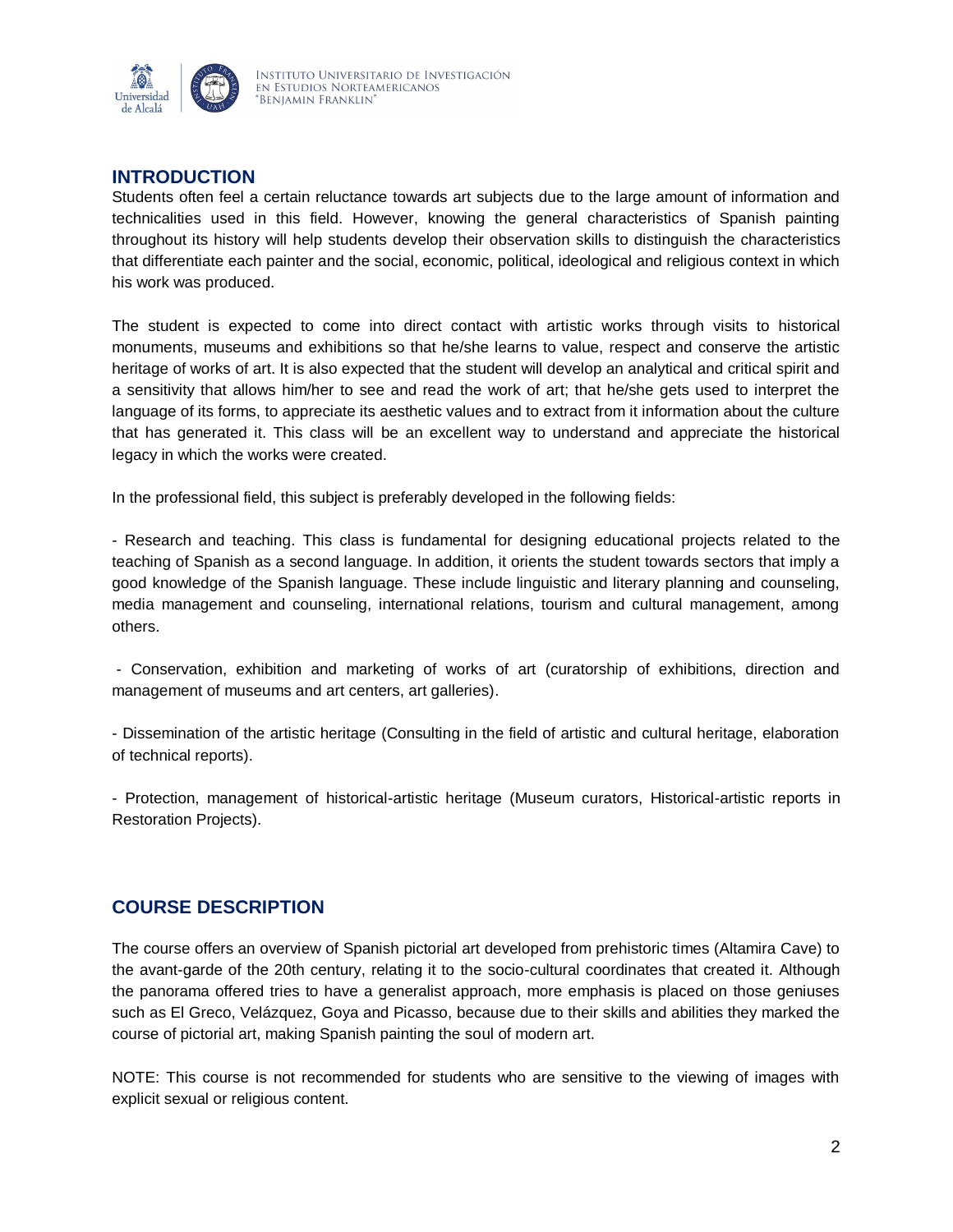## INTRODUCTION

Students often feel a certain reluctance towards art subjects due to the large amount of information and technicalities used in this field. However, knowing the general characteristics of Spanish painting throughout its history will help students develop their observation skills to distinguish the characteristics that differentiate each painter and the social, economic, political, ideological and religious context in which his work was produced.

The student is expected to come into direct contact with artistic works through visits to historical monuments, museums and exhibitions so that he/she learns to value, respect and conserve the artistic heritage of works of art. It is also expected that the student will develop an analytical and critical spirit and a sensitivity that allows him/her to see and read the work of art; that he/she gets used to interpret the language of its forms, to appreciate its aesthetic values and to extract from it information about the culture that has generated it. This class will be an excellent way to understand and appreciate the historical legacy in which the works were created.

In the professional field, this subject is preferably developed in the following fields:

- Research and teaching. This class is fundamental for designing educational projects related to the teaching of Spanish as a second language. In addition, it orients the student towards sectors that imply a good knowledge of the Spanish language. These include linguistic and literary planning and counseling, media management and counseling, international relations, tourism and cultural management, among others.

- Conservation, exhibition and marketing of works of art (curatorship of exhibitions, direction and management of museums and art centers, art galleries).

- Dissemination of the artistic heritage (Consulting in the field of artistic and cultural heritage, elaboration of technical reports).

- Protection, management of historical-artistic heritage (Museum curators, Historical-artistic reports in Restoration Projects).

## COURSE DESCRIPTION

The course offers an overview of Spanish pictorial art developed from prehistoric times (Altamira Cave) to the avant-garde of the 20th century, relating it to the socio-cultural coordinates that created it. Although the panorama offered tries to have a generalist approach, more emphasis is placed on those geniuses such as El Greco, Velázquez, Goya and Picasso, because due to their skills and abilities they marked the course of pictorial art, making Spanish painting the soul of modern art.

NOTE: This course is not recommended for students who are sensitive to the viewing of images with explicit sexual or religious content.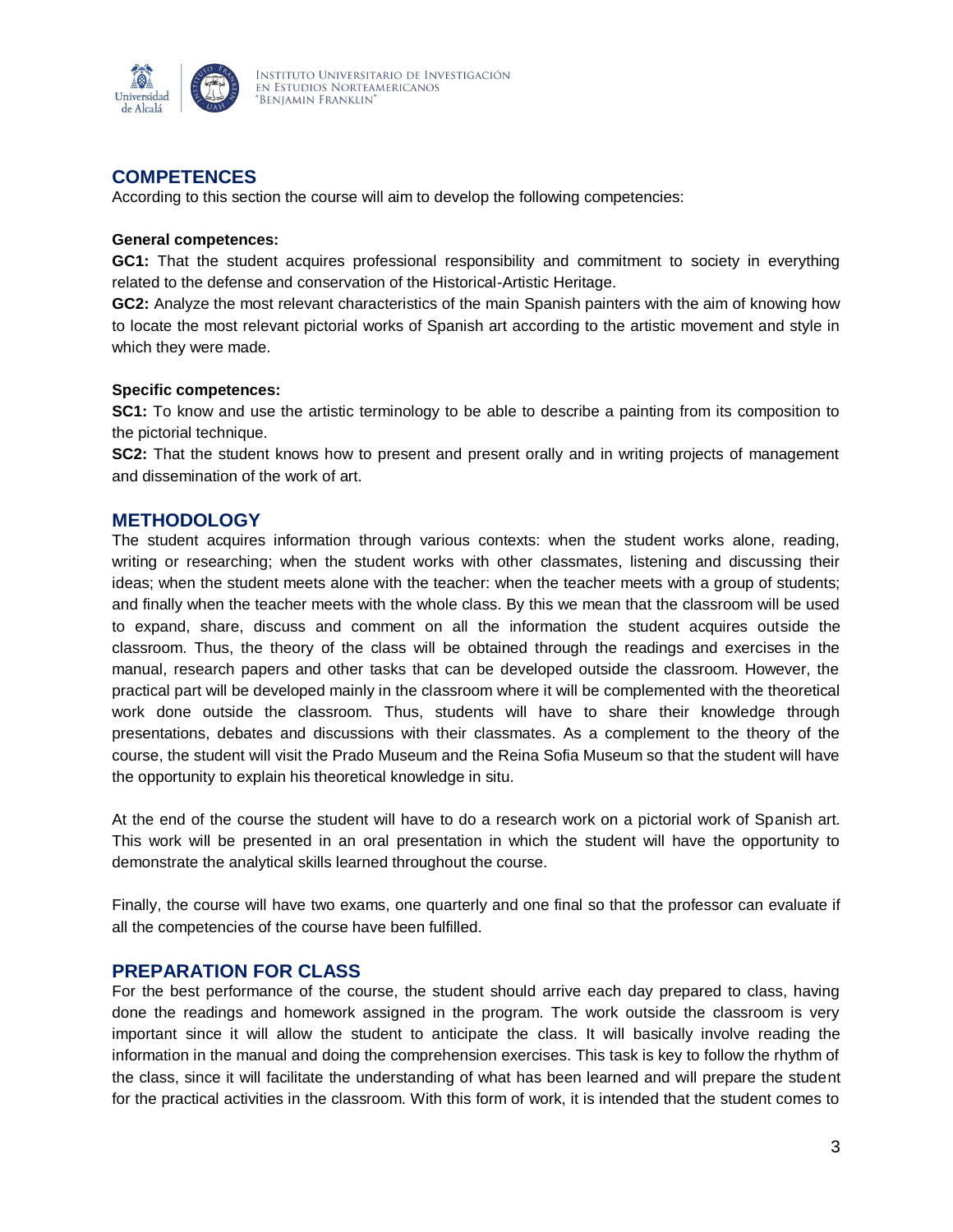## COMPETENCES

According to this section the course will aim to develop the following competencies:

**General competences:**

**GC1:** That the student acquires professional responsibility and commitment to society in everything related to the defense and conservation of the Historical-Artistic Heritage.

**GC2:** Analyze the most relevant characteristics of the main Spanish painters with the aim of knowing how to locate the most relevant pictorial works of Spanish art according to the artistic movement and style in which they were made.

**Specific competences:**

**SC1:** To know and use the artistic terminology to be able to describe a painting from its composition to the pictorial technique.

**SC2:** That the student knows how to present and present orally and in writing projects of management and dissemination of the work of art.

## METHODOLOGY

The student acquires information through various contexts: when the student works alone, reading, writing or researching; when the student works with other classmates, listening and discussing their ideas; when the student meets alone with the teacher: when the teacher meets with a group of students; and finally when the teacher meets with the whole class. By this we mean that the classroom will be used to expand, share, discuss and comment on all the information the student acquires outside the classroom. Thus, the theory of the class will be obtained through the readings and exercises in the manual, research papers and other tasks that can be developed outside the classroom. However, the practical part will be developed mainly in the classroom where it will be complemented with the theoretical work done outside the classroom. Thus, students will have to share their knowledge through presentations, debates and discussions with their classmates. As a complement to the theory of the course, the student will visit the Prado Museum and the Reina Sofia Museum so that the student will have the opportunity to explain his theoretical knowledge in situ.

At the end of the course the student will have to do a research work on a pictorial work of Spanish art. This work will be presented in an oral presentation in which the student will have the opportunity to demonstrate the analytical skills learned throughout the course.

Finally, the course will have two exams, one quarterly and one final so that the professor can evaluate if all the competencies of the course have been fulfilled.

## PREPARATION FOR CLASS

For the best performance of the course, the student should arrive each day prepared to class, having done the readings and homework assigned in the program. The work outside the classroom is very important since it will allow the student to anticipate the class. It will basically involve reading the information in the manual and doing the comprehension exercises. This task is key to follow the rhythm of the class, since it will facilitate the understanding of what has been learned and will prepare the student for the practical activities in the classroom. With this form of work, it is intended that the student comes to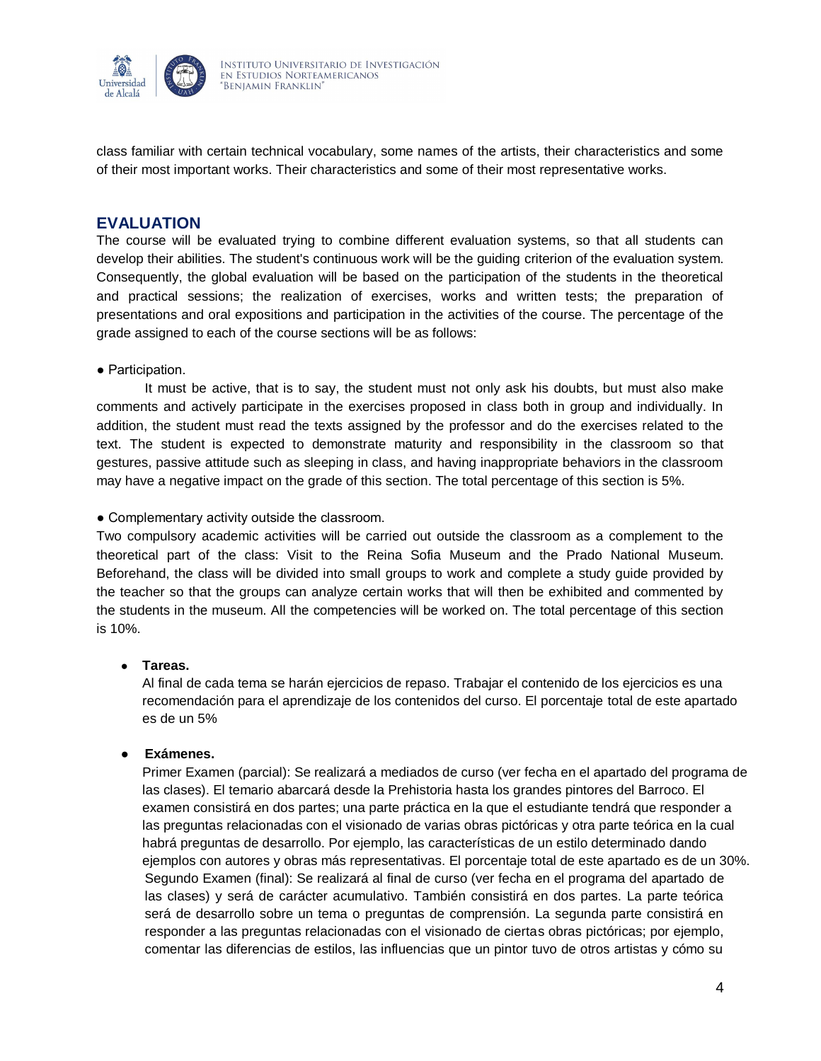class familiar with certain technical vocabulary, some names of the artists, their characteristics and some of their most important works. Their characteristics and some of their most representative works.

## EVALUATION

The course will be evaluated trying to combine different evaluation systems, so that all students can develop their abilities. The student's continuous work will be the guiding criterion of the evaluation system. Consequently, the global evaluation will be based on the participation of the students in the theoretical and practical sessions; the realization of exercises, works and written tests; the preparation of presentations and oral expositions and participation in the activities of the course. The percentage of the grade assigned to each of the course sections will be as follows:

● Participation.

It must be active, that is to say, the student must not only ask his doubts, but must also make comments and actively participate in the exercises proposed in class both in group and individually. In addition, the student must read the texts assigned by the professor and do the exercises related to the text. The student is expected to demonstrate maturity and responsibility in the classroom so that gestures, passive attitude such as sleeping in class, and having inappropriate behaviors in the classroom may have a negative impact on the grade of this section. The total percentage of this section is 5%.

● Complementary activity outside the classroom.

Two compulsory academic activities will be carried out outside the classroom as a complement to the theoretical part of the class: Visit to the Reina Sofia Museum and the Prado National Museum. Beforehand, the class will be divided into small groups to work and complete a study guide provided by the teacher so that the groups can analyze certain works that will then be exhibited and commented by the students in the museum. All the competencies will be worked on. The total percentage of this section is 10%.

- **Tareas.**

  Al final de cada tema se harán ejercicios de repaso. Trabajar el contenido de los ejercicios es una recomendación para el aprendizaje de los contenidos del curso. El porcentaje total de este apartado es de un 5%

- **Exámenes.**

  Primer Examen (parcial): Se realizará a mediados de curso (ver fecha en el apartado del programa de las clases). El temario abarcará desde la Prehistoria hasta los grandes pintores del Barroco. El examen consistirá en dos partes; una parte práctica en la que el estudiante tendrá que responder a las preguntas relacionadas con el visionado de varias obras pictóricas y otra parte teórica en la cual habrá preguntas de desarrollo. Por ejemplo, las características de un estilo determinado dando ejemplos con autores y obras más representativas. El porcentaje total de este apartado es de un 30%.

  Segundo Examen (final): Se realizará al final de curso (ver fecha en el programa del apartado de las clases) y será de carácter acumulativo. También consistirá en dos partes. La parte teórica será de desarrollo sobre un tema o preguntas de comprensión. La segunda parte consistirá en responder a las preguntas relacionadas con el visionado de ciertas obras pictóricas; por ejemplo, comentar las diferencias de estilos, las influencias que un pintor tuvo de otros artistas y cómo su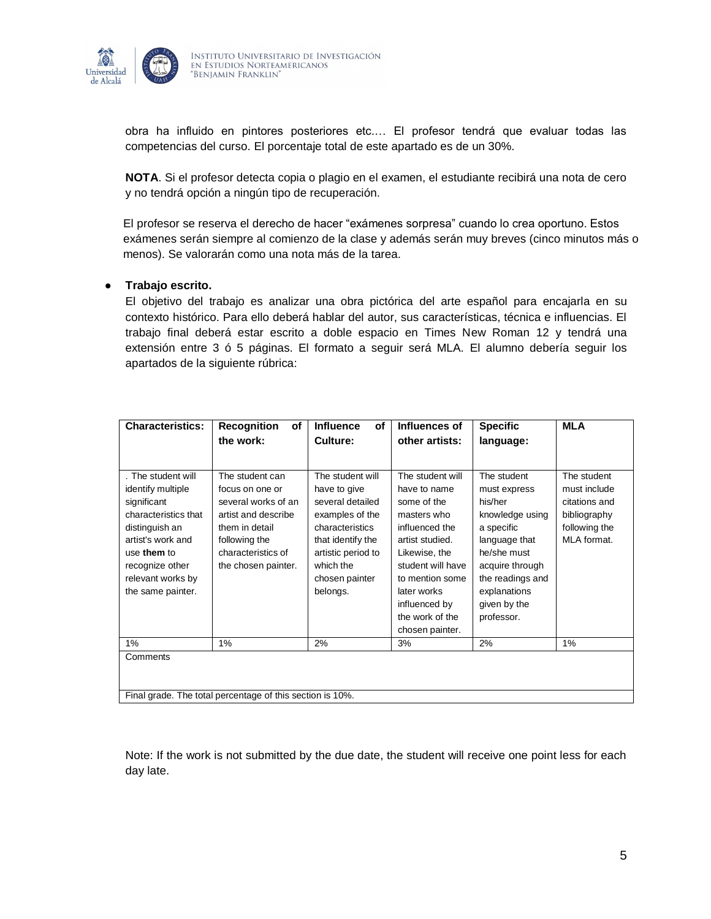obra ha influido en pintores posteriores etc.… El profesor tendrá que evaluar todas las competencias del curso. El porcentaje total de este apartado es de un 30%.

**NOTA**. Si el profesor detecta copia o plagio en el examen, el estudiante recibirá una nota de cero y no tendrá opción a ningún tipo de recuperación.

El profesor se reserva el derecho de hacer "exámenes sorpresa" cuando lo crea oportuno. Estos exámenes serán siempre al comienzo de la clase y además serán muy breves (cinco minutos más o menos). Se valorarán como una nota más de la tarea.

- **Trabajo escrito.**
  El objetivo del trabajo es analizar una obra pictórica del arte español para encajarla en su contexto histórico. Para ello deberá hablar del autor, sus características, técnica e influencias. El trabajo final deberá estar escrito a doble espacio en Times New Roman 12 y tendrá una extensión entre 3 ó 5 páginas. El formato a seguir será MLA. El alumno debería seguir los apartados de la siguiente rúbrica:

| **Characteristics:** | **Recognition of the work:** | **Influence of Culture:** | **Influences of other artists:** | **Specific language:** | **MLA** |
|---|---|---|---|---|---|
| . The student will identify multiple significant characteristics that distinguish an artist's work and use **them** to recognize other relevant works by the same painter. | The student can focus on one or several works of an artist and describe them in detail following the characteristics of the chosen painter. | The student will have to give several detailed examples of the characteristics that identify the artistic period to which the chosen painter belongs. | The student will have to name some of the masters who influenced the artist studied. Likewise, the student will have to mention some later works influenced by the work of the chosen painter. | The student must express his/her knowledge using a specific language that he/she must acquire through the readings and explanations given by the professor. | The student must include citations and bibliography following the MLA format. |
| 1% | 1% | 2% | 3% | 2% | 1% |
| Comments | | | | | |
| Final grade. The total percentage of this section is 10%. | | | | | |

Note: If the work is not submitted by the due date, the student will receive one point less for each day late.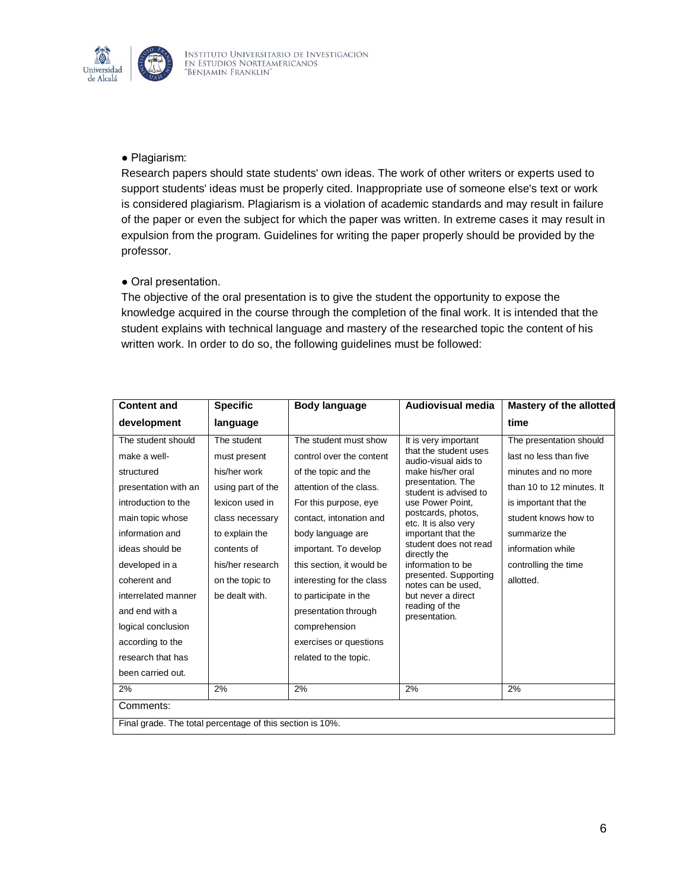● Plagiarism:

Research papers should state students' own ideas. The work of other writers or experts used to support students' ideas must be properly cited. Inappropriate use of someone else's text or work is considered plagiarism. Plagiarism is a violation of academic standards and may result in failure of the paper or even the subject for which the paper was written. In extreme cases it may result in expulsion from the program. Guidelines for writing the paper properly should be provided by the professor.

● Oral presentation.

The objective of the oral presentation is to give the student the opportunity to expose the knowledge acquired in the course through the completion of the final work. It is intended that the student explains with technical language and mastery of the researched topic the content of his written work. In order to do so, the following guidelines must be followed:

| Content and development | Specific language | Body language | Audiovisual media | Mastery of the allotted time |
|---|---|---|---|---|
| The student should make a well-structured presentation with an introduction to the main topic whose information and ideas should be developed in a coherent and interrelated manner and end with a logical conclusion according to the research that has been carried out. | The student must present his/her work using part of the lexicon used in class necessary to explain the contents of his/her research on the topic to be dealt with. | The student must show control over the content of the topic and the attention of the class. For this purpose, eye contact, intonation and body language are important. To develop this section, it would be interesting for the class to participate in the presentation through comprehension exercises or questions related to the topic. | It is very important that the student uses audio-visual aids to make his/her oral presentation. The student is advised to use Power Point, postcards, photos, etc. It is also very important that the student does not read directly the information to be presented. Supporting notes can be used, but never a direct reading of the presentation. | The presentation should last no less than five minutes and no more than 10 to 12 minutes. It is important that the student knows how to summarize the information while controlling the time allotted. |
| 2% | 2% | 2% | 2% | 2% |
| Comments: | | | | |
| Final grade. The total percentage of this section is 10%. | | | | |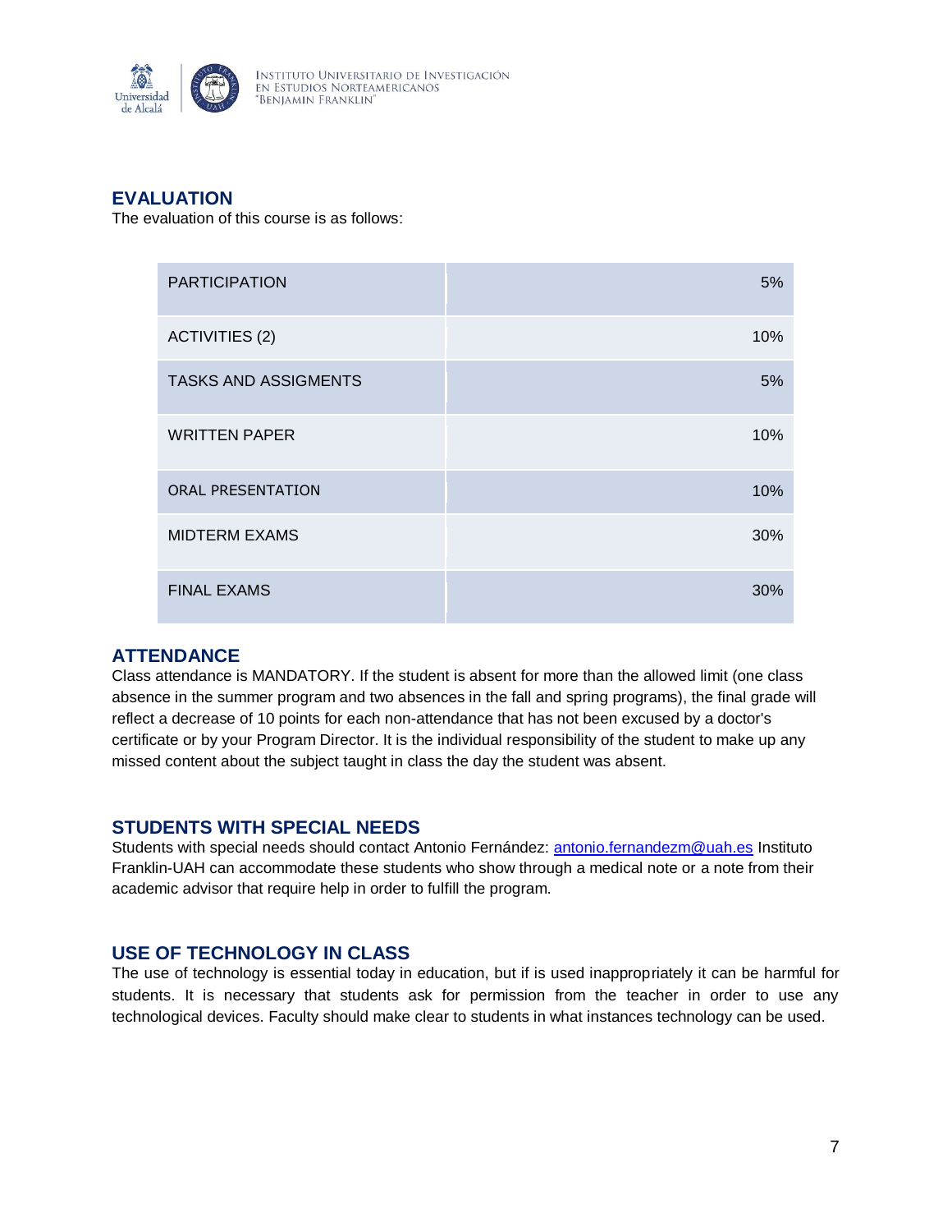## EVALUATION

The evaluation of this course is as follows:

| | |
|---|---|
| PARTICIPATION | 5% |
| ACTIVITIES (2) | 10% |
| TASKS AND ASSIGMENTS | 5% |
| WRITTEN PAPER | 10% |
| ORAL PRESENTATION | 10% |
| MIDTERM EXAMS | 30% |
| FINAL EXAMS | 30% |

## ATTENDANCE

Class attendance is MANDATORY. If the student is absent for more than the allowed limit (one class absence in the summer program and two absences in the fall and spring programs), the final grade will reflect a decrease of 10 points for each non-attendance that has not been excused by a doctor's certificate or by your Program Director. It is the individual responsibility of the student to make up any missed content about the subject taught in class the day the student was absent.

## STUDENTS WITH SPECIAL NEEDS

Students with special needs should contact Antonio Fernández: antonio.fernandezm@uah.es Instituto Franklin-UAH can accommodate these students who show through a medical note or a note from their academic advisor that require help in order to fulfill the program.

## USE OF TECHNOLOGY IN CLASS

The use of technology is essential today in education, but if is used inappropriately it can be harmful for students. It is necessary that students ask for permission from the teacher in order to use any technological devices. Faculty should make clear to students in what instances technology can be used.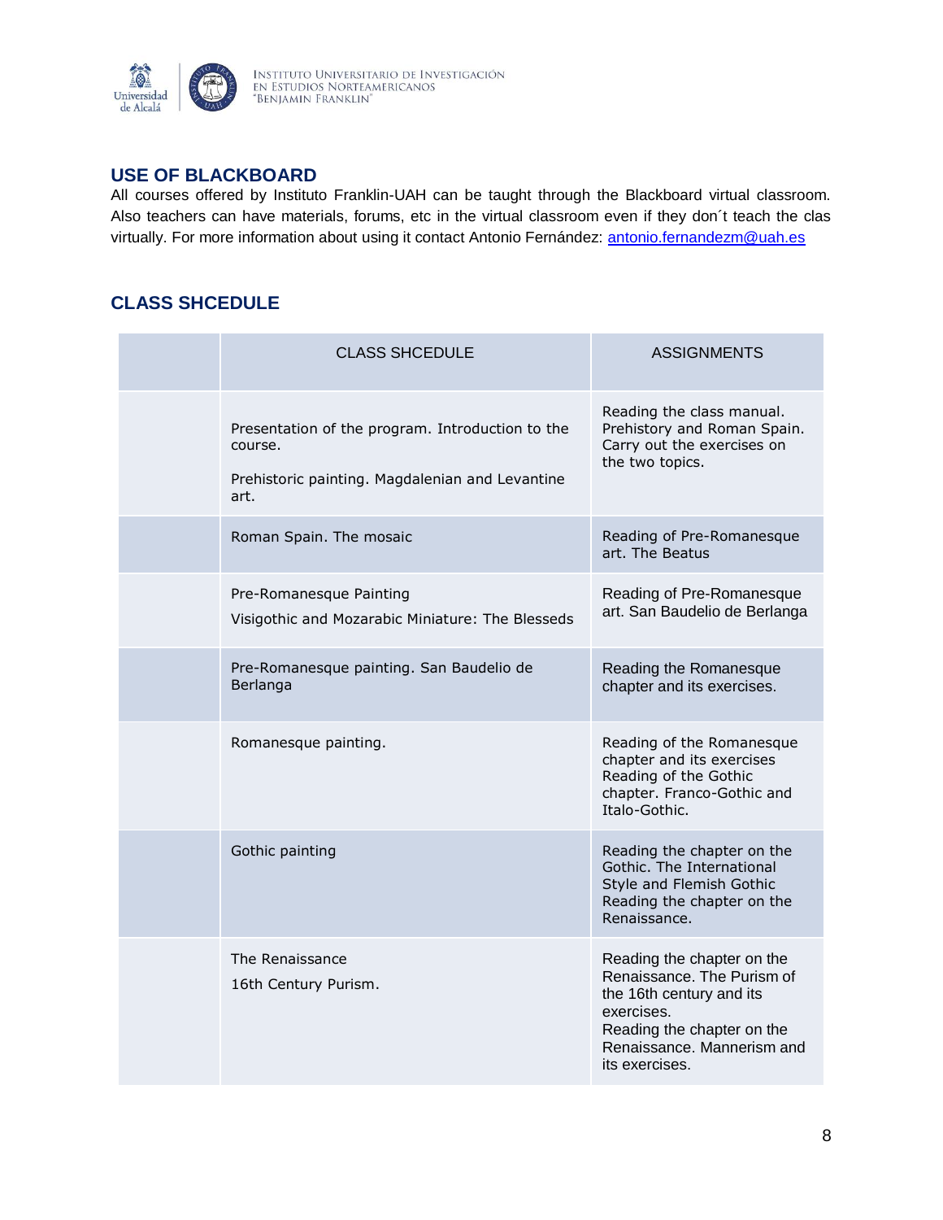## USE OF BLACKBOARD

All courses offered by Instituto Franklin-UAH can be taught through the Blackboard virtual classroom. Also teachers can have materials, forums, etc in the virtual classroom even if they don´t teach the clas virtually. For more information about using it contact Antonio Fernández: antonio.fernandezm@uah.es

## CLASS SHCEDULE

| | CLASS SHCEDULE | ASSIGNMENTS |
|---|---|---|
| | Presentation of the program. Introduction to the course.<br><br>Prehistoric painting. Magdalenian and Levantine art. | Reading the class manual. Prehistory and Roman Spain. Carry out the exercises on the two topics. |
| | Roman Spain. The mosaic | Reading of Pre-Romanesque art. The Beatus |
| | Pre-Romanesque Painting<br><br>Visigothic and Mozarabic Miniature: The Blesseds | Reading of Pre-Romanesque art. San Baudelio de Berlanga |
| | Pre-Romanesque painting. San Baudelio de Berlanga | Reading the Romanesque chapter and its exercises. |
| | Romanesque painting. | Reading of the Romanesque chapter and its exercises<br>Reading of the Gothic chapter. Franco-Gothic and Italo-Gothic. |
| | Gothic painting | Reading the chapter on the Gothic. The International Style and Flemish Gothic<br>Reading the chapter on the Renaissance. |
| | The Renaissance<br><br>16th Century Purism. | Reading the chapter on the Renaissance. The Purism of the 16th century and its exercises.<br>Reading the chapter on the Renaissance. Mannerism and its exercises. |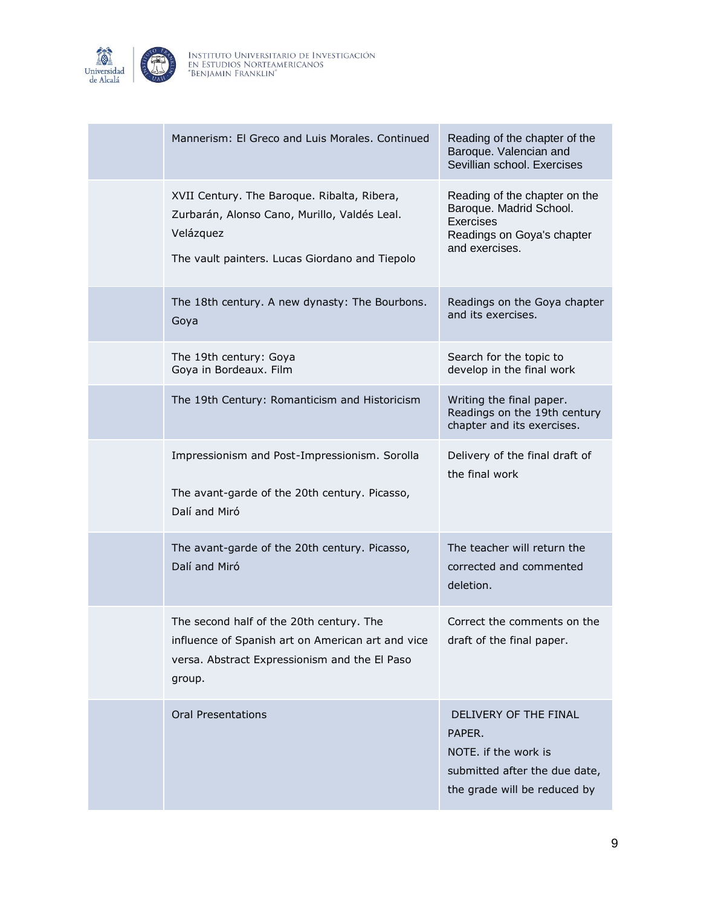| | | |
|---|---|---|
| | Mannerism: El Greco and Luis Morales. Continued | Reading of the chapter of the Baroque. Valencian and Sevillian school. Exercises |
| | XVII Century. The Baroque. Ribalta, Ribera, Zurbarán, Alonso Cano, Murillo, Valdés Leal. Velázquez<br><br>The vault painters. Lucas Giordano and Tiepolo | Reading of the chapter on the Baroque. Madrid School. Exercises<br>Readings on Goya's chapter and exercises. |
| | The 18th century. A new dynasty: The Bourbons. Goya | Readings on the Goya chapter and its exercises. |
| | The 19th century: Goya<br>Goya in Bordeaux. Film | Search for the topic to develop in the final work |
| | The 19th Century: Romanticism and Historicism | Writing the final paper. Readings on the 19th century chapter and its exercises. |
| | Impressionism and Post-Impressionism. Sorolla<br><br>The avant-garde of the 20th century. Picasso, Dalí and Miró | Delivery of the final draft of the final work |
| | The avant-garde of the 20th century. Picasso, Dalí and Miró | The teacher will return the corrected and commented deletion. |
| | The second half of the 20th century. The influence of Spanish art on American art and vice versa. Abstract Expressionism and the El Paso group. | Correct the comments on the draft of the final paper. |
| | Oral Presentations | DELIVERY OF THE FINAL PAPER.<br>NOTE. if the work is submitted after the due date, the grade will be reduced by |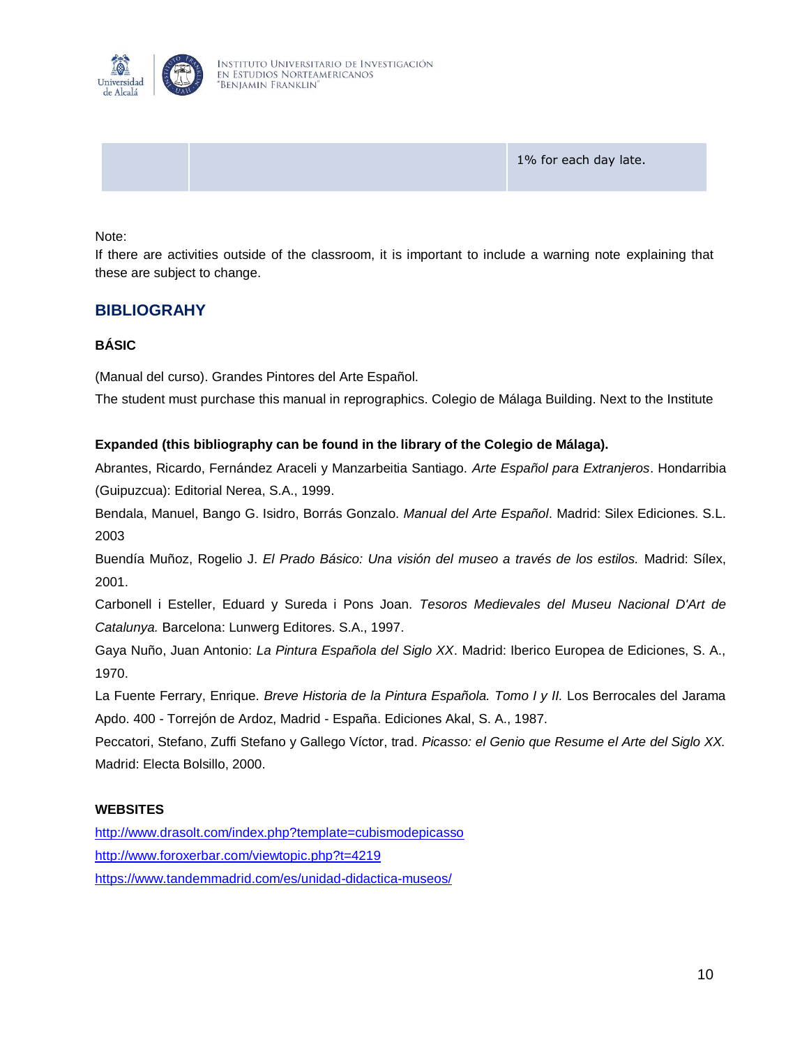| | | 1% for each day late. |
|---|---|---|

Note:
If there are activities outside of the classroom, it is important to include a warning note explaining that these are subject to change.

## BIBLIOGRAHY

### BÁSIC

(Manual del curso). Grandes Pintores del Arte Español.
The student must purchase this manual in reprographics. Colegio de Málaga Building. Next to the Institute

**Expanded (this bibliography can be found in the library of the Colegio de Málaga).**

Abrantes, Ricardo, Fernández Araceli y Manzarbeitia Santiago. *Arte Español para Extranjeros*. Hondarribia (Guipuzcua): Editorial Nerea, S.A., 1999.

Bendala, Manuel, Bango G. Isidro, Borrás Gonzalo. *Manual del Arte Español*. Madrid: Silex Ediciones. S.L. 2003

Buendía Muñoz, Rogelio J. *El Prado Básico: Una visión del museo a través de los estilos.* Madrid: Sílex, 2001.

Carbonell i Esteller, Eduard y Sureda i Pons Joan. *Tesoros Medievales del Museu Nacional D'Art de Catalunya.* Barcelona: Lunwerg Editores. S.A., 1997.

Gaya Nuño, Juan Antonio: *La Pintura Española del Siglo XX*. Madrid: Iberico Europea de Ediciones, S. A., 1970.

La Fuente Ferrary, Enrique. *Breve Historia de la Pintura Española. Tomo I y II.* Los Berrocales del Jarama Apdo. 400 - Torrejón de Ardoz, Madrid - España. Ediciones Akal, S. A., 1987.

Peccatori, Stefano, Zuffi Stefano y Gallego Víctor, trad. *Picasso: el Genio que Resume el Arte del Siglo XX.* Madrid: Electa Bolsillo, 2000.

### WEBSITES

http://www.drasolt.com/index.php?template=cubismodepicasso
http://www.foroxerbar.com/viewtopic.php?t=4219
https://www.tandemmadrid.com/es/unidad-didactica-museos/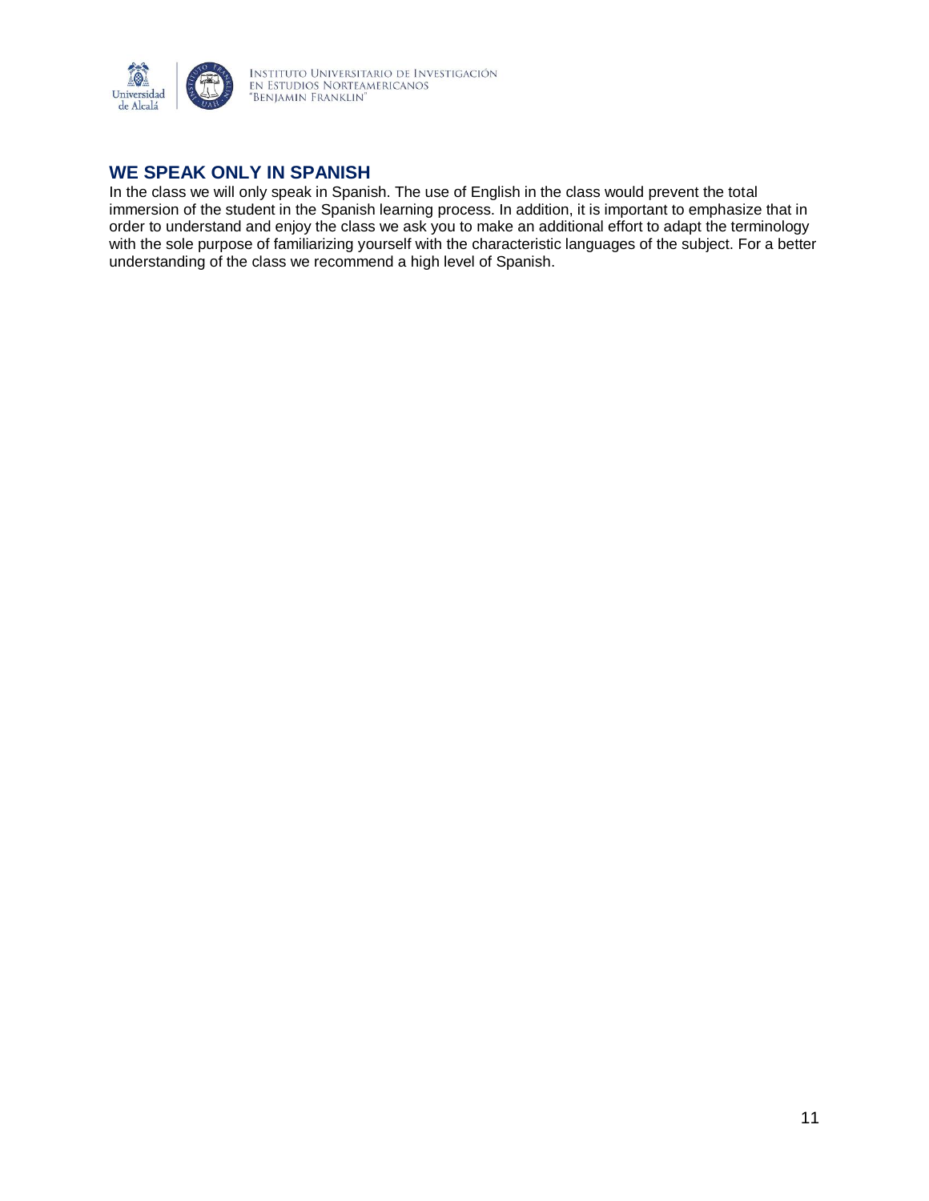## WE SPEAK ONLY IN SPANISH

In the class we will only speak in Spanish. The use of English in the class would prevent the total immersion of the student in the Spanish learning process. In addition, it is important to emphasize that in order to understand and enjoy the class we ask you to make an additional effort to adapt the terminology with the sole purpose of familiarizing yourself with the characteristic languages of the subject. For a better understanding of the class we recommend a high level of Spanish.